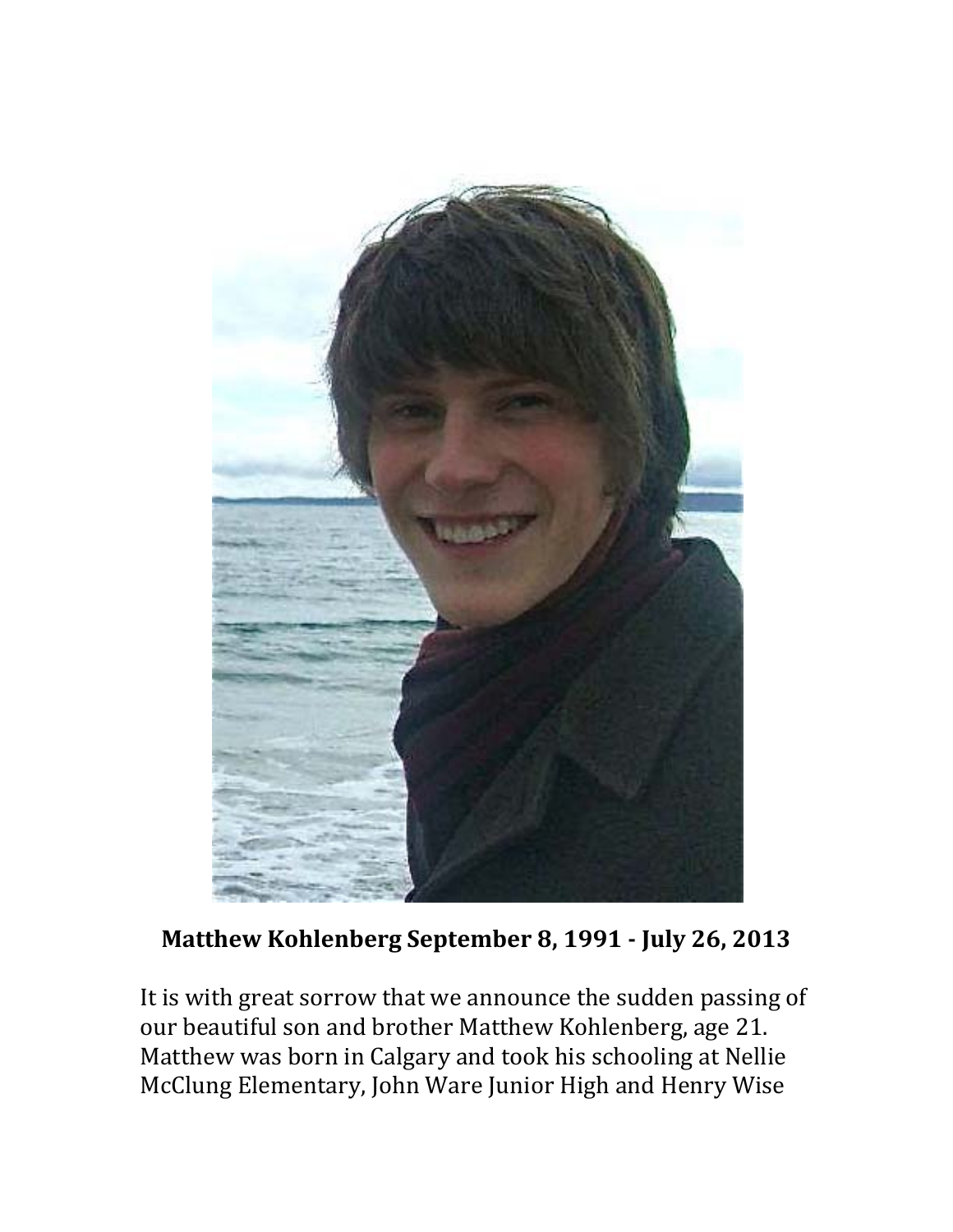**Matthew Kohlenberg September 8, 1991 - July 26, 2013**

It is with great sorrow that we announce the sudden passing of our beautiful son and brother Matthew Kohlenberg, age 21. Matthew was born in Calgary and took his schooling at Nellie McClung Elementary, John Ware Junior High and Henry Wise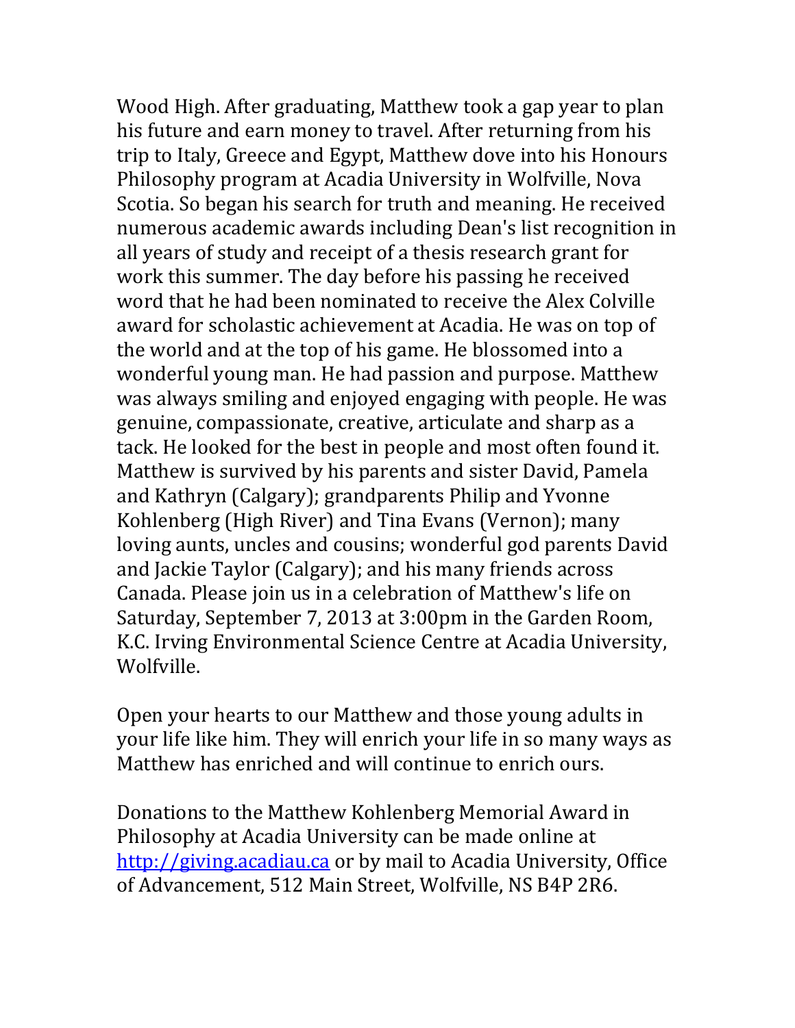Wood High. After graduating, Matthew took a gap year to plan his future and earn money to travel. After returning from his trip to Italy, Greece and Egypt, Matthew dove into his Honours Philosophy program at Acadia University in Wolfville, Nova Scotia. So began his search for truth and meaning. He received numerous academic awards including Dean's list recognition in all years of study and receipt of a thesis research grant for work this summer. The day before his passing he received word that he had been nominated to receive the Alex Colville award for scholastic achievement at Acadia. He was on top of the world and at the top of his game. He blossomed into a wonderful young man. He had passion and purpose. Matthew was always smiling and enjoyed engaging with people. He was genuine, compassionate, creative, articulate and sharp as a tack. He looked for the best in people and most often found it. Matthew is survived by his parents and sister David, Pamela and Kathryn (Calgary); grandparents Philip and Yvonne Kohlenberg (High River) and Tina Evans (Vernon); many loving aunts, uncles and cousins; wonderful god parents David and Jackie Taylor (Calgary); and his many friends across Canada. Please join us in a celebration of Matthew's life on Saturday, September 7, 2013 at 3:00pm in the Garden Room, K.C. Irving Environmental Science Centre at Acadia University, Wolfville.

Open your hearts to our Matthew and those young adults in your life like him. They will enrich your life in so many ways as Matthew has enriched and will continue to enrich ours.

Donations to the Matthew Kohlenberg Memorial Award in Philosophy at Acadia University can be made online at [http://giving.acadiau.ca](http://giving.acadiau.ca) or by mail to Acadia University, Office of Advancement, 512 Main Street, Wolfville, NS B4P 2R6.